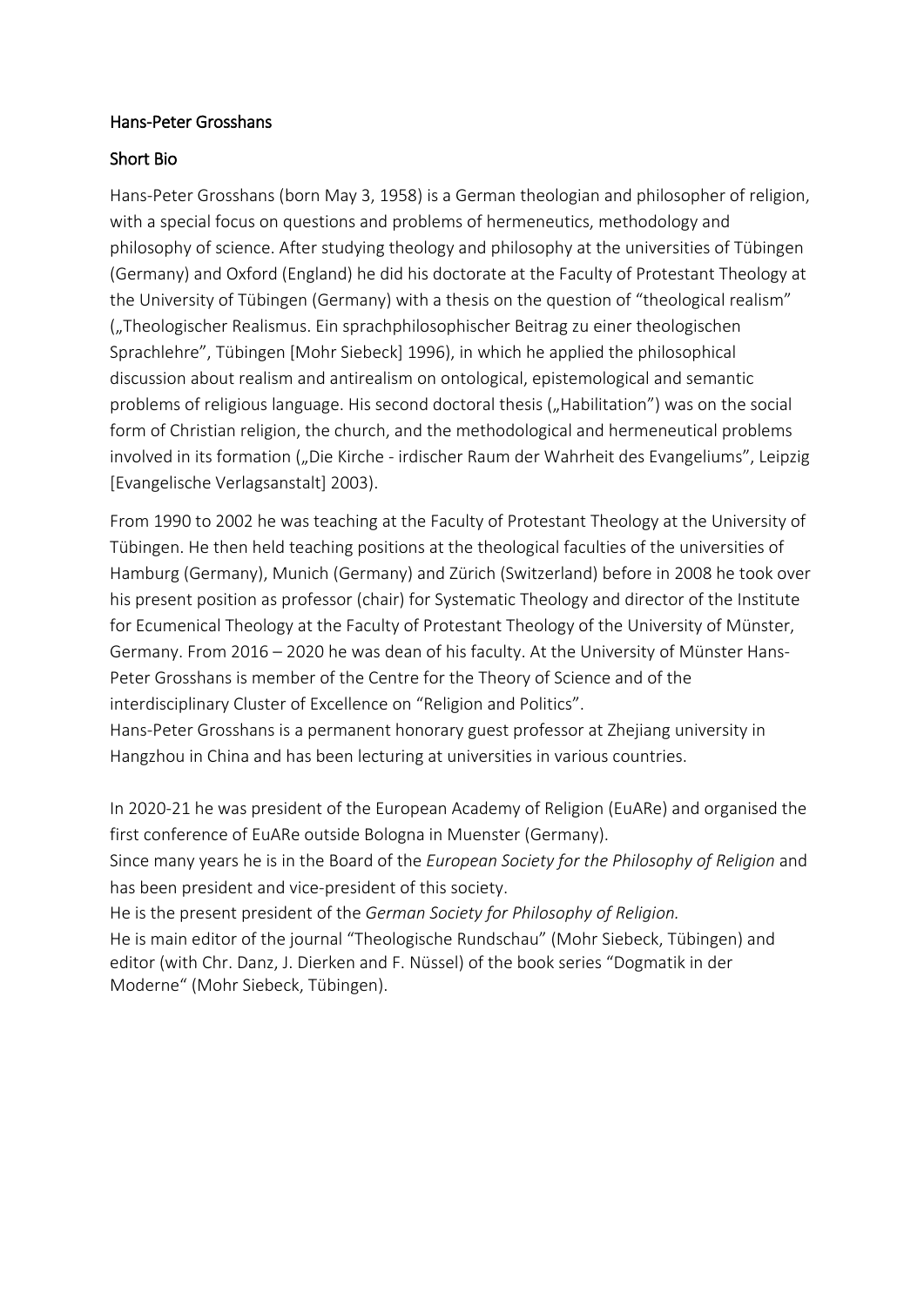## Hans-Peter Grosshans

### Short Bio

Hans-Peter Grosshans (born May 3, 1958) is a German theologian and philosopher of religion, with a special focus on questions and problems of hermeneutics, methodology and philosophy of science. After studying theology and philosophy at the universities of Tübingen (Germany) and Oxford (England) he did his doctorate at the Faculty of Protestant Theology at the University of Tübingen (Germany) with a thesis on the question of "theological realism" („Theologischer Realismus. Ein sprachphilosophischer Beitrag zu einer theologischen Sprachlehre", Tübingen [Mohr Siebeck] 1996), in which he applied the philosophical discussion about realism and antirealism on ontological, epistemological and semantic problems of religious language. His second doctoral thesis („Habilitation") was on the social form of Christian religion, the church, and the methodological and hermeneutical problems involved in its formation („Die Kirche - irdischer Raum der Wahrheit des Evangeliums", Leipzig [Evangelische Verlagsanstalt] 2003).

From 1990 to 2002 he was teaching at the Faculty of Protestant Theology at the University of Tübingen. He then held teaching positions at the theological faculties of the universities of Hamburg (Germany), Munich (Germany) and Zürich (Switzerland) before in 2008 he took over his present position as professor (chair) for Systematic Theology and director of the Institute for Ecumenical Theology at the Faculty of Protestant Theology of the University of Münster, Germany. From 2016 – 2020 he was dean of his faculty. At the University of Münster Hans-Peter Grosshans is member of the Centre for the Theory of Science and of the interdisciplinary Cluster of Excellence on "Religion and Politics".
Hans-Peter Grosshans is a permanent honorary guest professor at Zhejiang university in Hangzhou in China and has been lecturing at universities in various countries.

In 2020-21 he was president of the European Academy of Religion (EuARe) and organised the first conference of EuARe outside Bologna in Muenster (Germany).
Since many years he is in the Board of the *European Society for the Philosophy of Religion* and has been president and vice-president of this society.
He is the present president of the *German Society for Philosophy of Religion.*
He is main editor of the journal "Theologische Rundschau" (Mohr Siebeck, Tübingen) and editor (with Chr. Danz, J. Dierken and F. Nüssel) of the book series "Dogmatik in der Moderne" (Mohr Siebeck, Tübingen).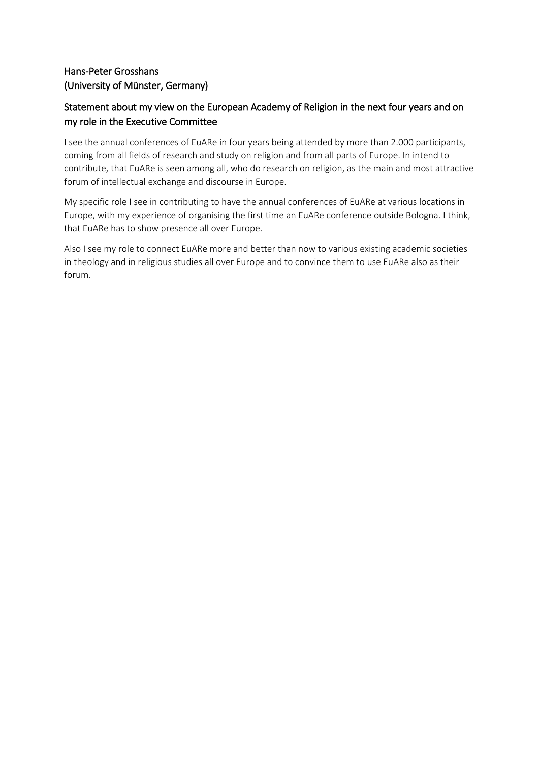## Hans-Peter Grosshans
## (University of Münster, Germany)

### Statement about my view on the European Academy of Religion in the next four years and on my role in the Executive Committee

I see the annual conferences of EuARe in four years being attended by more than 2.000 participants, coming from all fields of research and study on religion and from all parts of Europe. In intend to contribute, that EuARe is seen among all, who do research on religion, as the main and most attractive forum of intellectual exchange and discourse in Europe.

My specific role I see in contributing to have the annual conferences of EuARe at various locations in Europe, with my experience of organising the first time an EuARe conference outside Bologna. I think, that EuARe has to show presence all over Europe.

Also I see my role to connect EuARe more and better than now to various existing academic societies in theology and in religious studies all over Europe and to convince them to use EuARe also as their forum.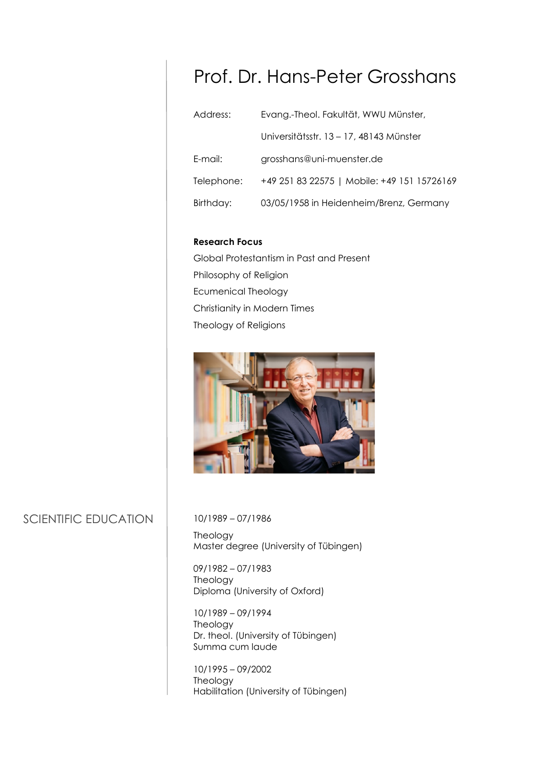# Prof. Dr. Hans-Peter Grosshans

| | |
|---|---|
| Address: | Evang.-Theol. Fakultät, WWU Münster, |
| | Universitätsstr. 13 – 17, 48143 Münster |
| E-mail: | grosshans@uni-muenster.de |
| Telephone: | +49 251 83 22575 \| Mobile: +49 151 15726169 |
| Birthday: | 03/05/1958 in Heidenheim/Brenz, Germany |

**Research Focus**

Global Protestantism in Past and Present
Philosophy of Religion
Ecumenical Theology
Christianity in Modern Times
Theology of Religions

## SCIENTIFIC EDUCATION

10/1989 – 07/1986
Theology
Master degree (University of Tübingen)

09/1982 – 07/1983
Theology
Diploma (University of Oxford)

10/1989 – 09/1994
Theology
Dr. theol. (University of Tübingen)
Summa cum laude

10/1995 – 09/2002
Theology
Habilitation (University of Tübingen)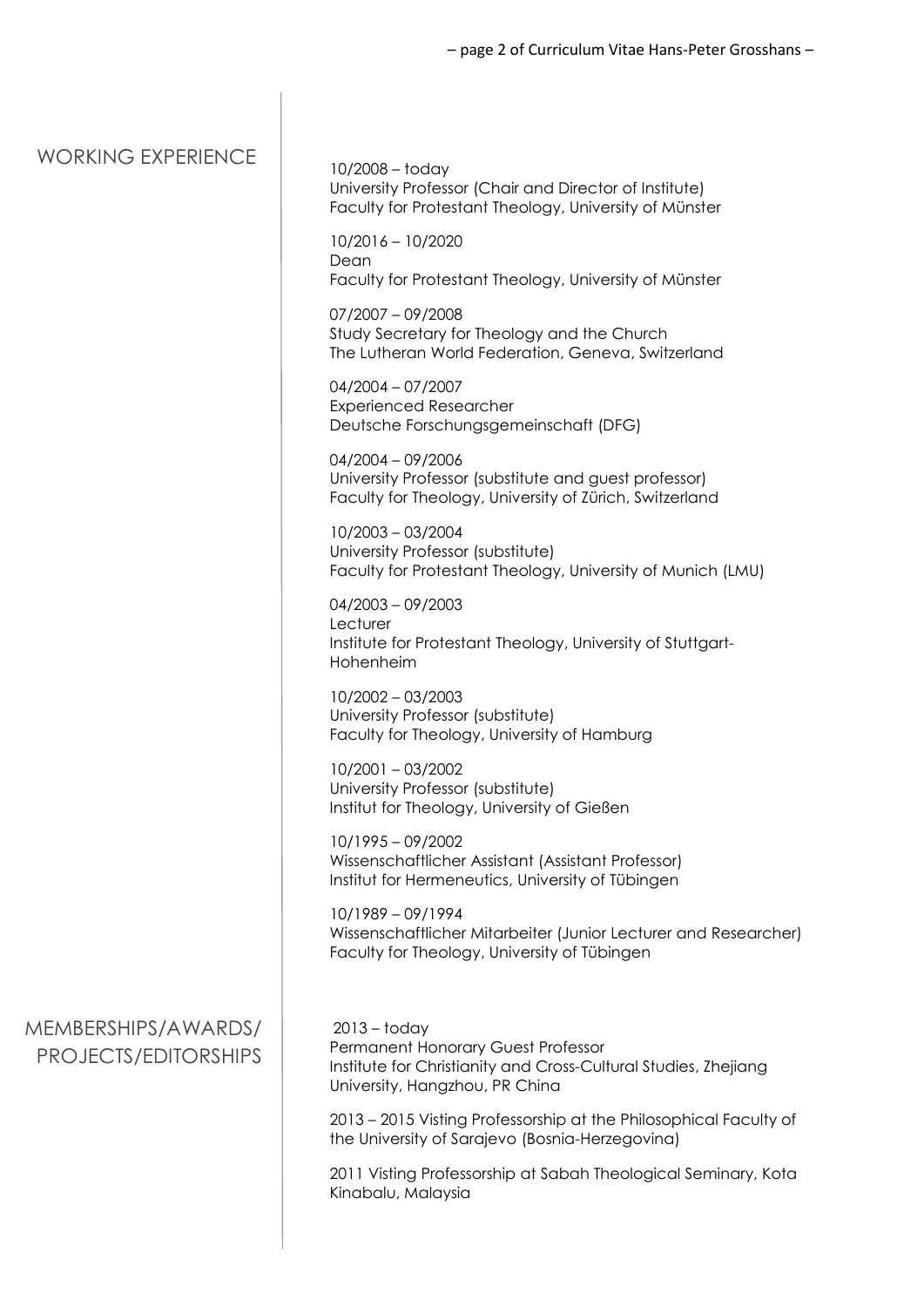## WORKING EXPERIENCE

10/2008 – today
University Professor (Chair and Director of Institute)
Faculty for Protestant Theology, University of Münster

10/2016 – 10/2020
Dean
Faculty for Protestant Theology, University of Münster

07/2007 – 09/2008
Study Secretary for Theology and the Church
The Lutheran World Federation, Geneva, Switzerland

04/2004 – 07/2007
Experienced Researcher
Deutsche Forschungsgemeinschaft (DFG)

04/2004 – 09/2006
University Professor (substitute and guest professor)
Faculty for Theology, University of Zürich, Switzerland

10/2003 – 03/2004
University Professor (substitute)
Faculty for Protestant Theology, University of Munich (LMU)

04/2003 – 09/2003
Lecturer
Institute for Protestant Theology, University of Stuttgart-Hohenheim

10/2002 – 03/2003
University Professor (substitute)
Faculty for Theology, University of Hamburg

10/2001 – 03/2002
University Professor (substitute)
Institut for Theology, University of Gießen

10/1995 – 09/2002
Wissenschaftlicher Assistant (Assistant Professor)
Institut for Hermeneutics, University of Tübingen

10/1989 – 09/1994
Wissenschaftlicher Mitarbeiter (Junior Lecturer and Researcher)
Faculty for Theology, University of Tübingen

## MEMBERSHIPS/AWARDS/PROJECTS/EDITORSHIPS

2013 – today
Permanent Honorary Guest Professor
Institute for Christianity and Cross-Cultural Studies, Zhejiang University, Hangzhou, PR China

2013 – 2015 Visting Professorship at the Philosophical Faculty of the University of Sarajevo (Bosnia-Herzegovina)

2011 Visting Professorship at Sabah Theological Seminary, Kota Kinabalu, Malaysia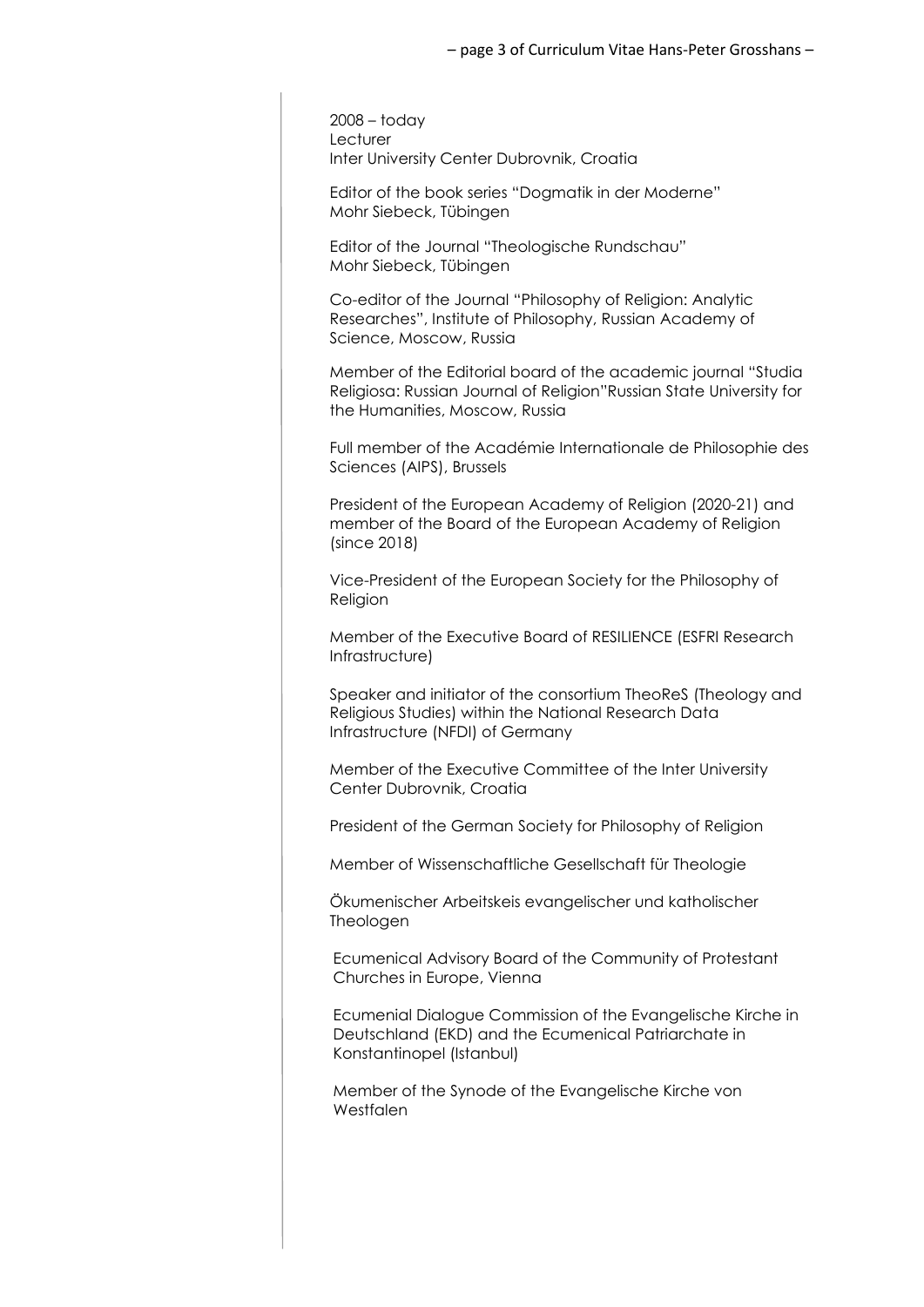2008 – today
Lecturer
Inter University Center Dubrovnik, Croatia

Editor of the book series "Dogmatik in der Moderne"
Mohr Siebeck, Tübingen

Editor of the Journal "Theologische Rundschau"
Mohr Siebeck, Tübingen

Co-editor of the Journal "Philosophy of Religion: Analytic Researches", Institute of Philosophy, Russian Academy of Science, Moscow, Russia

Member of the Editorial board of the academic journal "Studia Religiosa: Russian Journal of Religion"Russian State University for the Humanities, Moscow, Russia

Full member of the Académie Internationale de Philosophie des Sciences (AIPS), Brussels

President of the European Academy of Religion (2020-21) and member of the Board of the European Academy of Religion (since 2018)

Vice-President of the European Society for the Philosophy of Religion

Member of the Executive Board of RESILIENCE (ESFRI Research Infrastructure)

Speaker and initiator of the consortium TheoReS (Theology and Religious Studies) within the National Research Data Infrastructure (NFDI) of Germany

Member of the Executive Committee of the Inter University Center Dubrovnik, Croatia

President of the German Society for Philosophy of Religion

Member of Wissenschaftliche Gesellschaft für Theologie

Ökumenischer Arbeitskeis evangelischer und katholischer Theologen

Ecumenical Advisory Board of the Community of Protestant Churches in Europe, Vienna

Ecumenial Dialogue Commission of the Evangelische Kirche in Deutschland (EKD) and the Ecumenical Patriarchate in Konstantinopel (Istanbul)

Member of the Synode of the Evangelische Kirche von Westfalen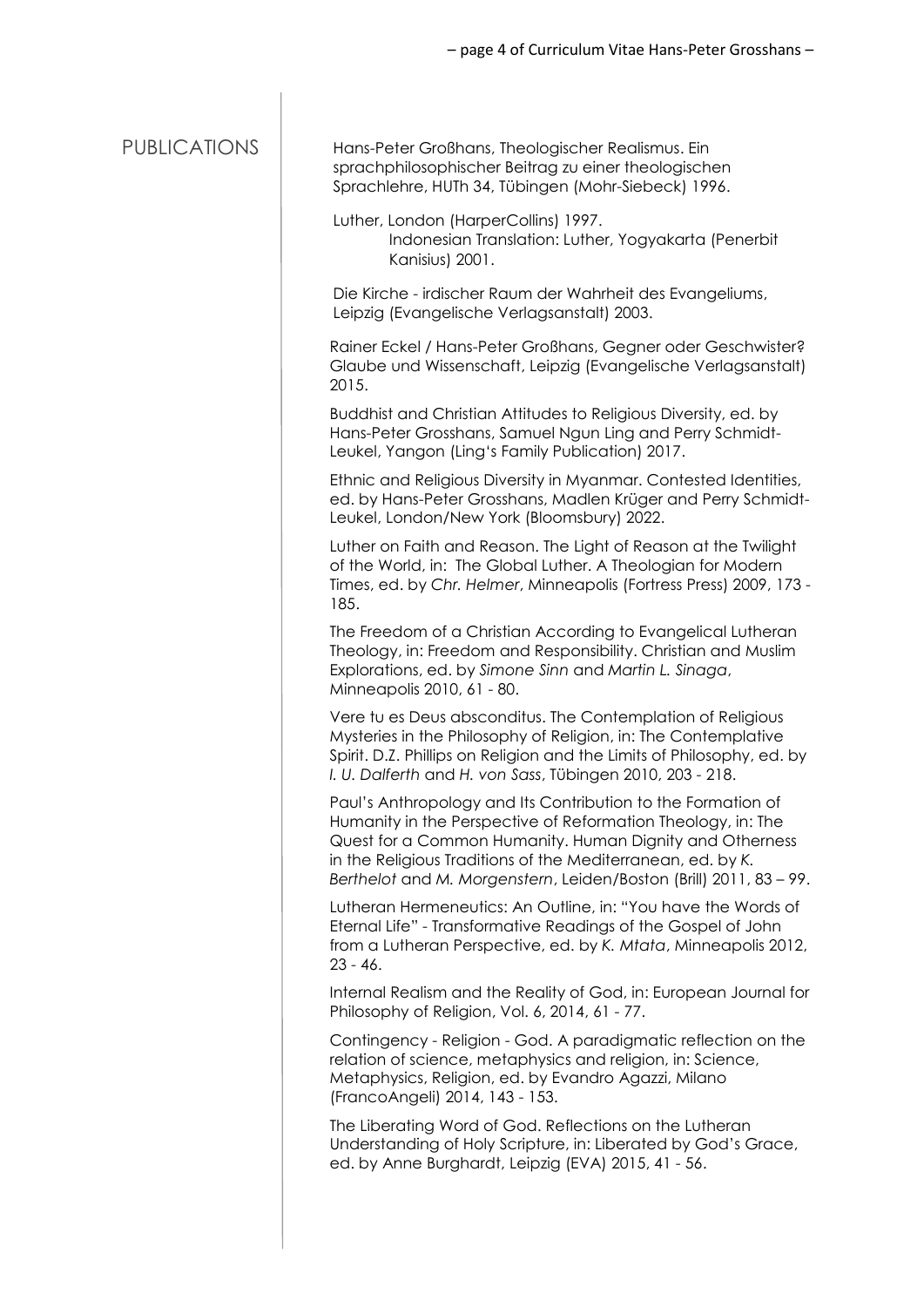## PUBLICATIONS

Hans-Peter Großhans, Theologischer Realismus. Ein sprachphilosophischer Beitrag zu einer theologischen Sprachlehre, HUTh 34, Tübingen (Mohr-Siebeck) 1996.

Luther, London (HarperCollins) 1997.
Indonesian Translation: Luther, Yogyakarta (Penerbit Kanisius) 2001.

Die Kirche - irdischer Raum der Wahrheit des Evangeliums, Leipzig (Evangelische Verlagsanstalt) 2003.

Rainer Eckel / Hans-Peter Großhans, Gegner oder Geschwister? Glaube und Wissenschaft, Leipzig (Evangelische Verlagsanstalt) 2015.

Buddhist and Christian Attitudes to Religious Diversity, ed. by Hans-Peter Grosshans, Samuel Ngun Ling and Perry Schmidt-Leukel, Yangon (Ling's Family Publication) 2017.

Ethnic and Religious Diversity in Myanmar. Contested Identities, ed. by Hans-Peter Grosshans, Madlen Krüger and Perry Schmidt-Leukel, London/New York (Bloomsbury) 2022.

Luther on Faith and Reason. The Light of Reason at the Twilight of the World, in: The Global Luther. A Theologian for Modern Times, ed. by *Chr. Helmer*, Minneapolis (Fortress Press) 2009, 173 - 185.

The Freedom of a Christian According to Evangelical Lutheran Theology, in: Freedom and Responsibility. Christian and Muslim Explorations, ed. by *Simone Sinn* and *Martin L. Sinaga*, Minneapolis 2010, 61 - 80.

Vere tu es Deus absconditus. The Contemplation of Religious Mysteries in the Philosophy of Religion, in: The Contemplative Spirit. D.Z. Phillips on Religion and the Limits of Philosophy, ed. by *I. U. Dalferth* and *H. von Sass*, Tübingen 2010, 203 - 218.

Paul's Anthropology and Its Contribution to the Formation of Humanity in the Perspective of Reformation Theology, in: The Quest for a Common Humanity. Human Dignity and Otherness in the Religious Traditions of the Mediterranean, ed. by *K. Berthelot* and *M. Morgenstern*, Leiden/Boston (Brill) 2011, 83 – 99.

Lutheran Hermeneutics: An Outline, in: "You have the Words of Eternal Life" - Transformative Readings of the Gospel of John from a Lutheran Perspective, ed. by *K. Mtata*, Minneapolis 2012, 23 - 46.

Internal Realism and the Reality of God, in: European Journal for Philosophy of Religion, Vol. 6, 2014, 61 - 77.

Contingency - Religion - God. A paradigmatic reflection on the relation of science, metaphysics and religion, in: Science, Metaphysics, Religion, ed. by Evandro Agazzi, Milano (FrancoAngeli) 2014, 143 - 153.

The Liberating Word of God. Reflections on the Lutheran Understanding of Holy Scripture, in: Liberated by God's Grace, ed. by Anne Burghardt, Leipzig (EVA) 2015, 41 - 56.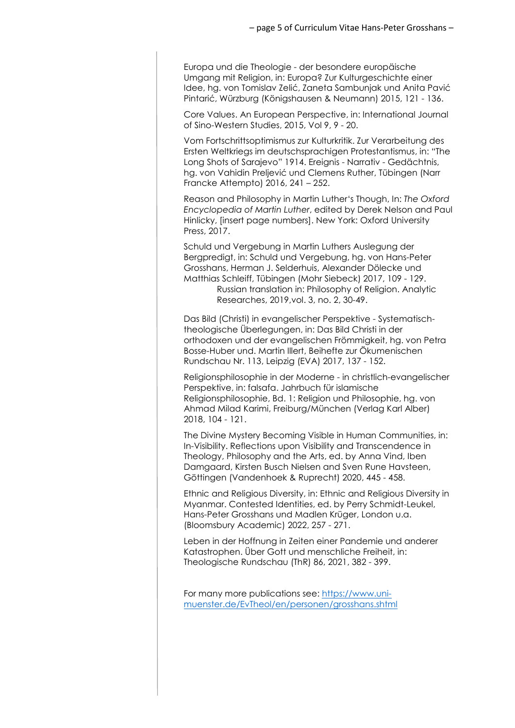Europa und die Theologie - der besondere europäische Umgang mit Religion, in: Europa? Zur Kulturgeschichte einer Idee, hg. von Tomislav Zelić, Zaneta Sambunjak und Anita Pavić Pintarić, Würzburg (Königshausen & Neumann) 2015, 121 - 136.

Core Values. An European Perspective, in: International Journal of Sino-Western Studies, 2015, Vol 9, 9 - 20.

Vom Fortschrittsoptimismus zur Kulturkritik. Zur Verarbeitung des Ersten Weltkriegs im deutschsprachigen Protestantismus, in: "The Long Shots of Sarajevo" 1914. Ereignis - Narrativ - Gedächtnis, hg. von Vahidin Preljević und Clemens Ruther, Tübingen (Narr Francke Attempto) 2016, 241 – 252.

Reason and Philosophy in Martin Luther's Though, In: *The Oxford Encyclopedia of Martin Luther*, edited by Derek Nelson and Paul Hinlicky, [insert page numbers]. New York: Oxford University Press, 2017.

Schuld und Vergebung in Martin Luthers Auslegung der Bergpredigt, in: Schuld und Vergebung, hg. von Hans-Peter Grosshans, Herman J. Selderhuis, Alexander Dölecke und Matthias Schleiff, Tübingen (Mohr Siebeck) 2017, 109 - 129.

> Russian translation in: Philosophy of Religion. Analytic Researches, 2019,vol. 3, no. 2, 30-49.

Das Bild (Christi) in evangelischer Perspektive - Systematisch-theologische Überlegungen, in: Das Bild Christi in der orthodoxen und der evangelischen Frömmigkeit, hg. von Petra Bosse-Huber und. Martin Illert, Beihefte zur Ökumenischen Rundschau Nr. 113, Leipzig (EVA) 2017, 137 - 152.

Religionsphilosophie in der Moderne - in christlich-evangelischer Perspektive, in: falsafa. Jahrbuch für islamische Religionsphilosophie, Bd. 1: Religion und Philosophie, hg. von Ahmad Milad Karimi, Freiburg/München (Verlag Karl Alber) 2018, 104 - 121.

The Divine Mystery Becoming Visible in Human Communities, in: In-Visibility. Reflections upon Visibility and Transcendence in Theology, Philosophy and the Arts, ed. by Anna Vind, Iben Damgaard, Kirsten Busch Nielsen and Sven Rune Havsteen, Göttingen (Vandenhoek & Ruprecht) 2020, 445 - 458.

Ethnic and Religious Diversity, in: Ethnic and Religious Diversity in Myanmar. Contested Identities, ed. by Perry Schmidt-Leukel, Hans-Peter Grosshans und Madlen Krüger, London u.a. (Bloomsbury Academic) 2022, 257 - 271.

Leben in der Hoffnung in Zeiten einer Pandemie und anderer Katastrophen. Über Gott und menschliche Freiheit, in: Theologische Rundschau (ThR) 86, 2021, 382 - 399.

For many more publications see: [https://www.uni-muenster.de/EvTheol/en/personen/grosshans.shtml](https://www.uni-muenster.de/EvTheol/en/personen/grosshans.shtml)